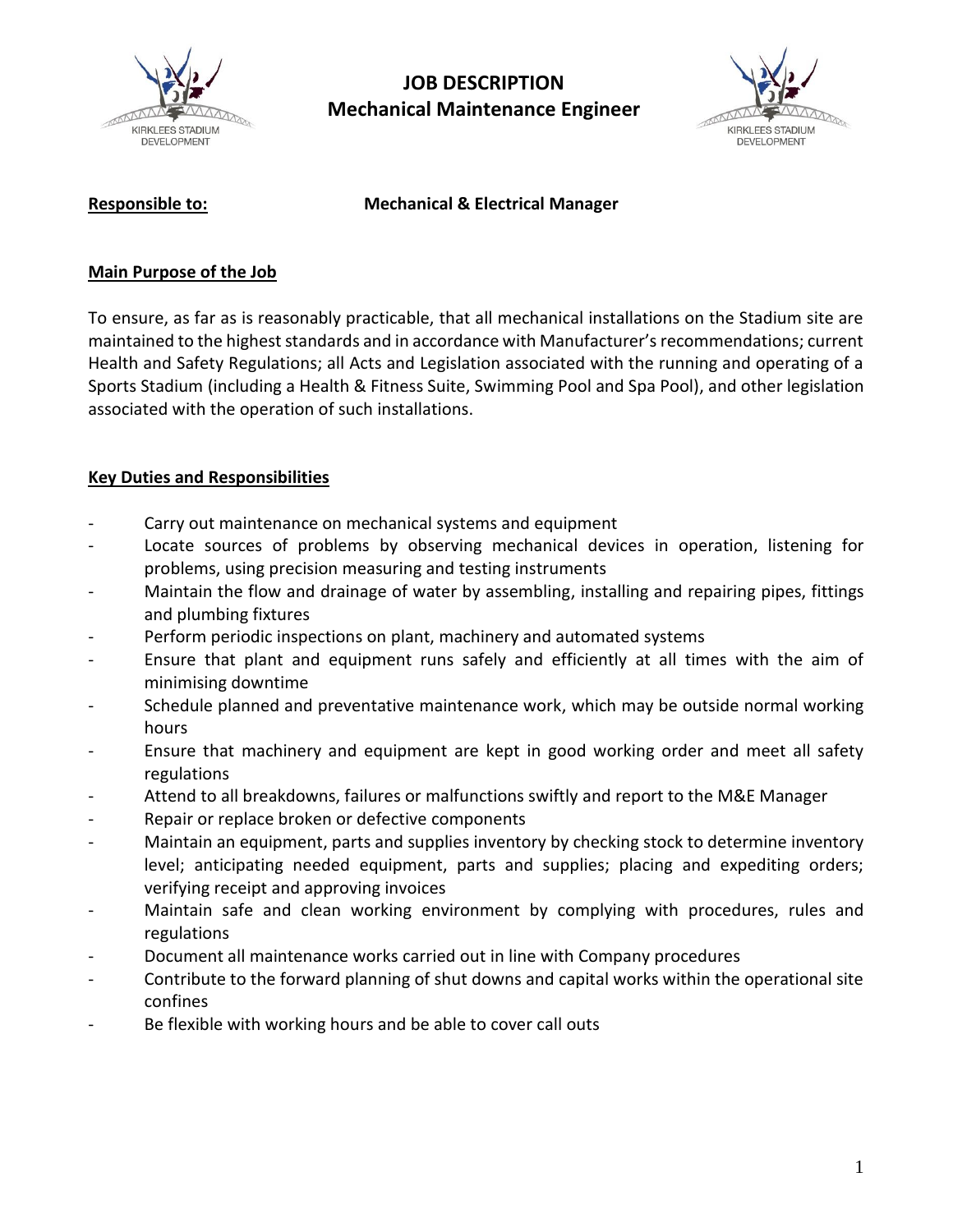# JOB DESCRIPTION
## Mechanical Maintenance Engineer

**Responsible to:** **Mechanical & Electrical Manager**

**Main Purpose of the Job**

To ensure, as far as is reasonably practicable, that all mechanical installations on the Stadium site are maintained to the highest standards and in accordance with Manufacturer's recommendations; current Health and Safety Regulations; all Acts and Legislation associated with the running and operating of a Sports Stadium (including a Health & Fitness Suite, Swimming Pool and Spa Pool), and other legislation associated with the operation of such installations.

**Key Duties and Responsibilities**

- Carry out maintenance on mechanical systems and equipment
- Locate sources of problems by observing mechanical devices in operation, listening for problems, using precision measuring and testing instruments
- Maintain the flow and drainage of water by assembling, installing and repairing pipes, fittings and plumbing fixtures
- Perform periodic inspections on plant, machinery and automated systems
- Ensure that plant and equipment runs safely and efficiently at all times with the aim of minimising downtime
- Schedule planned and preventative maintenance work, which may be outside normal working hours
- Ensure that machinery and equipment are kept in good working order and meet all safety regulations
- Attend to all breakdowns, failures or malfunctions swiftly and report to the M&E Manager
- Repair or replace broken or defective components
- Maintain an equipment, parts and supplies inventory by checking stock to determine inventory level; anticipating needed equipment, parts and supplies; placing and expediting orders; verifying receipt and approving invoices
- Maintain safe and clean working environment by complying with procedures, rules and regulations
- Document all maintenance works carried out in line with Company procedures
- Contribute to the forward planning of shut downs and capital works within the operational site confines
- Be flexible with working hours and be able to cover call outs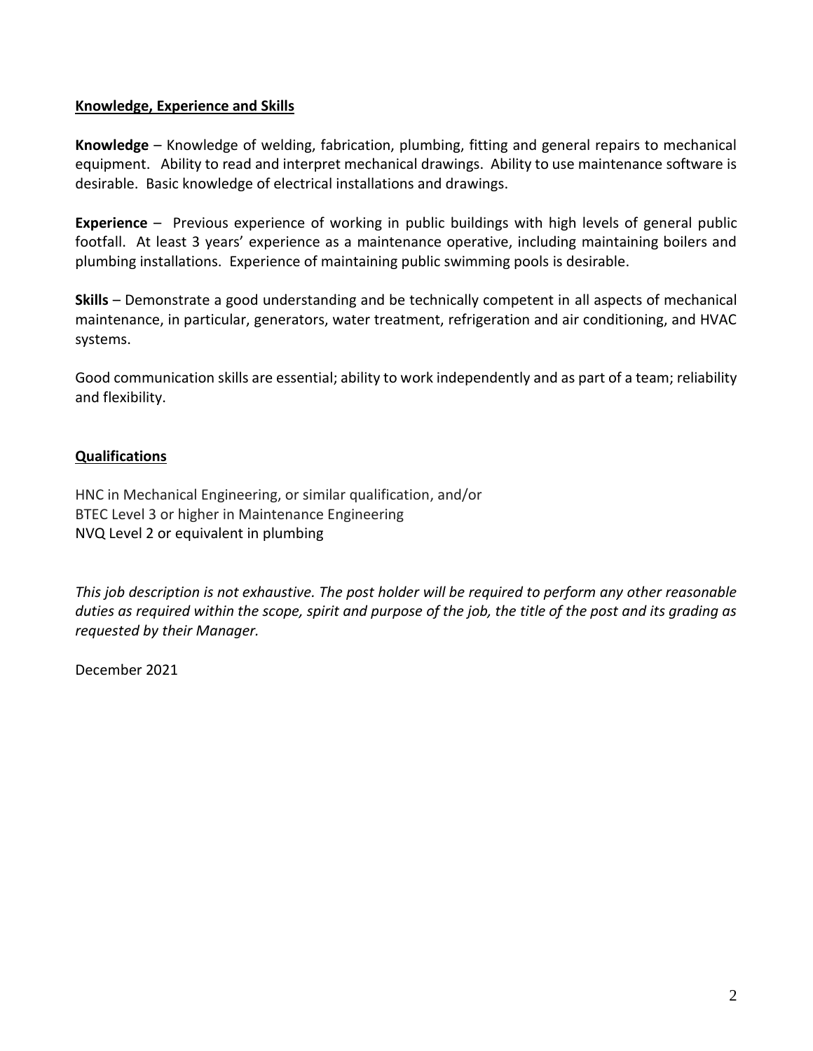**Knowledge, Experience and Skills**

**Knowledge** – Knowledge of welding, fabrication, plumbing, fitting and general repairs to mechanical equipment. Ability to read and interpret mechanical drawings. Ability to use maintenance software is desirable. Basic knowledge of electrical installations and drawings.

**Experience** – Previous experience of working in public buildings with high levels of general public footfall. At least 3 years' experience as a maintenance operative, including maintaining boilers and plumbing installations. Experience of maintaining public swimming pools is desirable.

**Skills** – Demonstrate a good understanding and be technically competent in all aspects of mechanical maintenance, in particular, generators, water treatment, refrigeration and air conditioning, and HVAC systems.

Good communication skills are essential; ability to work independently and as part of a team; reliability and flexibility.

**Qualifications**

HNC in Mechanical Engineering, or similar qualification, and/or
BTEC Level 3 or higher in Maintenance Engineering
NVQ Level 2 or equivalent in plumbing

*This job description is not exhaustive. The post holder will be required to perform any other reasonable duties as required within the scope, spirit and purpose of the job, the title of the post and its grading as requested by their Manager.*

December 2021